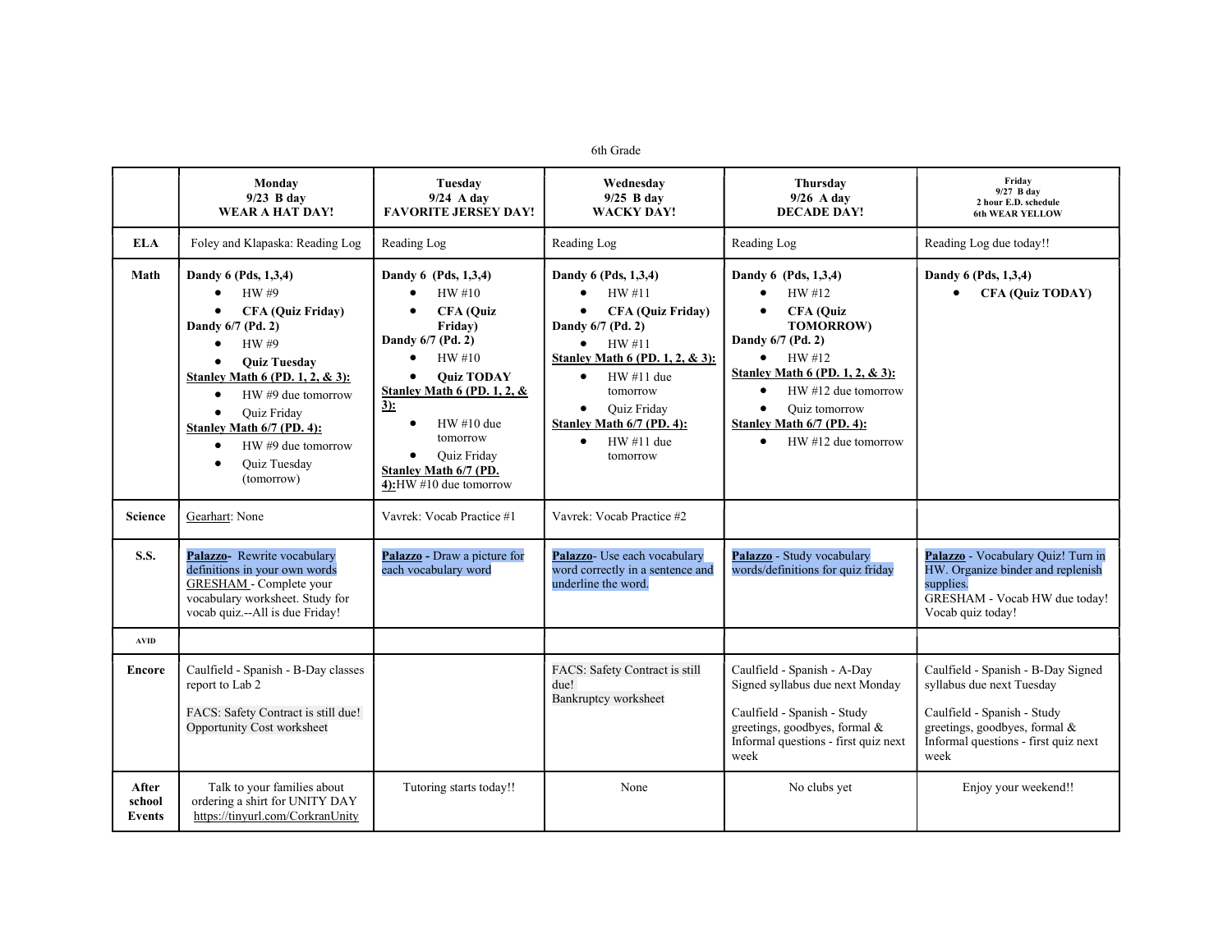6th Grade

| | Monday 9/23 B day WEAR A HAT DAY! | Tuesday 9/24 A day FAVORITE JERSEY DAY! | Wednesday 9/25 B day WACKY DAY! | Thursday 9/26 A day DECADE DAY! | Friday 9/27 B day 2 hour E.D. schedule 6th WEAR YELLOW |
|---|---|---|---|---|---|
| **ELA** | Foley and Klapaska: Reading Log | Reading Log | Reading Log | Reading Log | Reading Log due today!! |
| **Math** | **Dandy 6 (Pds, 1,3,4)** • HW #9 • **CFA (Quiz Friday)** **Dandy 6/7 (Pd. 2)** • HW #9 • **Quiz Tuesday** **Stanley Math 6 (PD. 1, 2, & 3):** • HW #9 due tomorrow • Quiz Friday **Stanley Math 6/7 (PD. 4):** • HW #9 due tomorrow • Quiz Tuesday (tomorrow) | **Dandy 6 (Pds, 1,3,4)** • HW #10 • **CFA (Quiz Friday)** **Dandy 6/7 (Pd. 2)** • HW #10 • **Quiz TODAY** **Stanley Math 6 (PD. 1, 2, & 3):** • HW #10 due tomorrow • Quiz Friday **Stanley Math 6/7 (PD. 4):** HW #10 due tomorrow | **Dandy 6 (Pds, 1,3,4)** • HW #11 • **CFA (Quiz Friday)** **Dandy 6/7 (Pd. 2)** • HW #11 **Stanley Math 6 (PD. 1, 2, & 3):** • HW #11 due tomorrow • Quiz Friday **Stanley Math 6/7 (PD. 4):** • HW #11 due tomorrow | **Dandy 6 (Pds, 1,3,4)** • HW #12 • **CFA (Quiz TOMORROW)** **Dandy 6/7 (Pd. 2)** • HW #12 **Stanley Math 6 (PD. 1, 2, & 3):** • HW #12 due tomorrow • Quiz tomorrow **Stanley Math 6/7 (PD. 4):** • HW #12 due tomorrow | **Dandy 6 (Pds, 1,3,4)** • **CFA (Quiz TODAY)** |
| **Science** | Gearhart: None | Vavrek: Vocab Practice #1 | Vavrek: Vocab Practice #2 | | |
| **S.S.** | **Palazzo**- Rewrite vocabulary definitions in your own words GRESHAM - Complete your vocabulary worksheet. Study for vocab quiz.--All is due Friday! | **Palazzo -** Draw a picture for each vocabulary word | **Palazzo**- Use each vocabulary word correctly in a sentence and underline the word. | **Palazzo** - Study vocabulary words/definitions for quiz friday | **Palazzo** - Vocabulary Quiz! Turn in HW. Organize binder and replenish supplies. GRESHAM - Vocab HW due today! Vocab quiz today! |
| **AVID** | | | | | |
| **Encore** | Caulfield - Spanish - B-Day classes report to Lab 2 FACS: Safety Contract is still due! Opportunity Cost worksheet | | FACS: Safety Contract is still due! Bankruptcy worksheet | Caulfield - Spanish - A-Day Signed syllabus due next Monday Caulfield - Spanish - Study greetings, goodbyes, formal & Informal questions - first quiz next week | Caulfield - Spanish - B-Day Signed syllabus due next Tuesday Caulfield - Spanish - Study greetings, goodbyes, formal & Informal questions - first quiz next week |
| **After school Events** | Talk to your families about ordering a shirt for UNITY DAY https://tinyurl.com/CorkranUnity | Tutoring starts today!! | None | No clubs yet | Enjoy your weekend!! |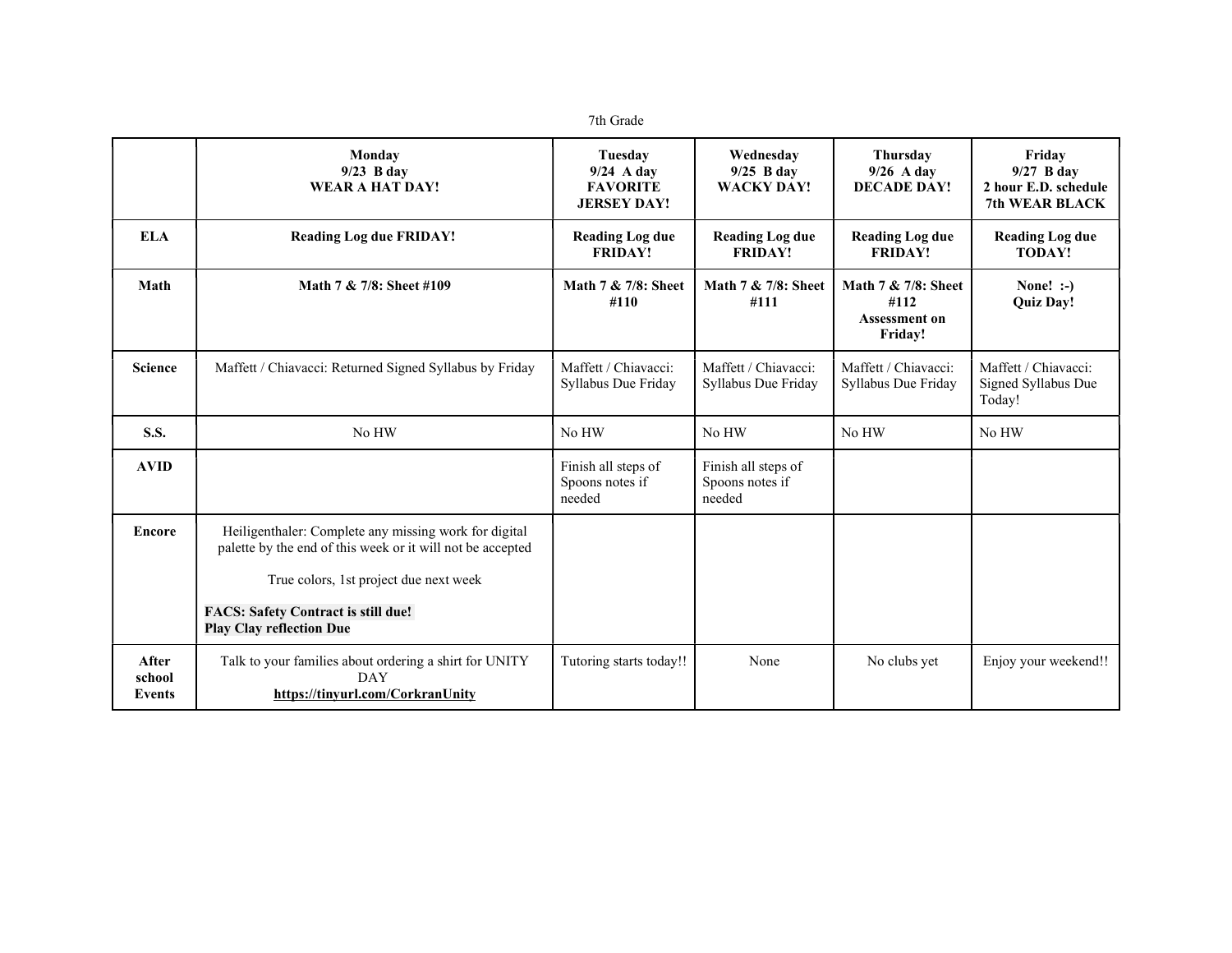7th Grade

| | **Monday 9/23 B day WEAR A HAT DAY!** | **Tuesday 9/24 A day FAVORITE JERSEY DAY!** | **Wednesday 9/25 B day WACKY DAY!** | **Thursday 9/26 A day DECADE DAY!** | **Friday 9/27 B day 2 hour E.D. schedule 7th WEAR BLACK** |
|---|---|---|---|---|---|
| **ELA** | **Reading Log due FRIDAY!** | **Reading Log due FRIDAY!** | **Reading Log due FRIDAY!** | **Reading Log due FRIDAY!** | **Reading Log due TODAY!** |
| **Math** | **Math 7 & 7/8: Sheet #109** | **Math 7 & 7/8: Sheet #110** | **Math 7 & 7/8: Sheet #111** | **Math 7 & 7/8: Sheet #112 Assessment on Friday!** | **None! :-) Quiz Day!** |
| **Science** | Maffett / Chiavacci: Returned Signed Syllabus by Friday | Maffett / Chiavacci: Syllabus Due Friday | Maffett / Chiavacci: Syllabus Due Friday | Maffett / Chiavacci: Syllabus Due Friday | Maffett / Chiavacci: Signed Syllabus Due Today! |
| **S.S.** | No HW | No HW | No HW | No HW | No HW |
| **AVID** | | Finish all steps of Spoons notes if needed | Finish all steps of Spoons notes if needed | | |
| **Encore** | Heiligenthaler: Complete any missing work for digital palette by the end of this week or it will not be accepted<br><br>True colors, 1st project due next week<br><br>**FACS: Safety Contract is still due!**<br>**Play Clay reflection Due** | | | | |
| **After school Events** | Talk to your families about ordering a shirt for UNITY DAY **https://tinyurl.com/CorkranUnity** | Tutoring starts today!! | None | No clubs yet | Enjoy your weekend!! |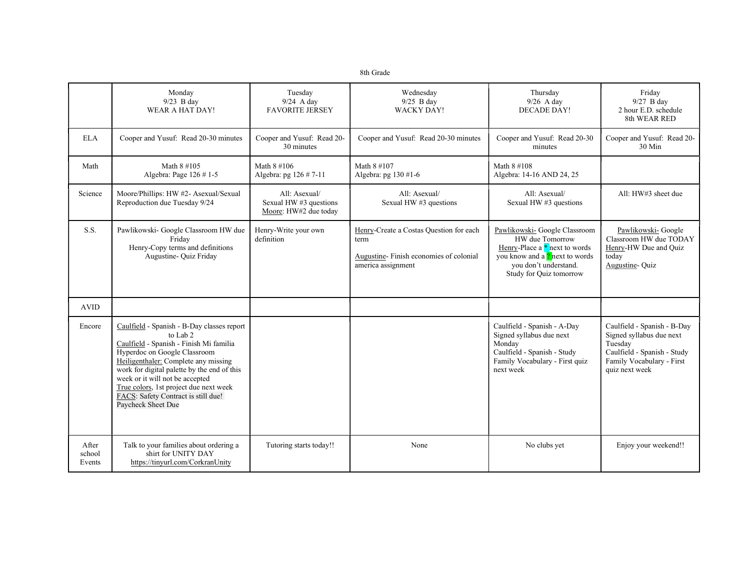8th Grade

| | Monday<br>9/23 B day<br>WEAR A HAT DAY! | Tuesday<br>9/24 A day<br>FAVORITE JERSEY | Wednesday<br>9/25 B day<br>WACKY DAY! | Thursday<br>9/26 A day<br>DECADE DAY! | Friday<br>9/27 B day<br>2 hour E.D. schedule<br>8th WEAR RED |
|---|---|---|---|---|---|
| ELA | Cooper and Yusuf: Read 20-30 minutes | Cooper and Yusuf: Read 20-30 minutes | Cooper and Yusuf: Read 20-30 minutes | Cooper and Yusuf: Read 20-30 minutes | Cooper and Yusuf: Read 20-30 Min |
| Math | Math 8 #105<br>Algebra: Page 126 # 1-5 | Math 8 #106<br>Algebra: pg 126 # 7-11 | Math 8 #107<br>Algebra: pg 130 #1-6 | Math 8 #108<br>Algebra: 14-16 AND 24, 25 | |
| Science | Moore/Phillips: HW #2- Asexual/Sexual Reproduction due Tuesday 9/24 | All: Asexual/ Sexual HW #3 questions<br>Moore: HW#2 due today | All: Asexual/ Sexual HW #3 questions | All: Asexual/ Sexual HW #3 questions | All: HW#3 sheet due |
| S.S. | Pawlikowski- Google Classroom HW due Friday<br>Henry-Copy terms and definitions<br>Augustine- Quiz Friday | Henry-Write your own definition | Henry-Create a Costas Question for each term<br><br>Augustine- Finish economies of colonial america assignment | Pawlikowski- Google Classroom HW due Tomorrow<br>Henry-Place a * next to words you know and a ? next to words you don't understand.<br>Study for Quiz tomorrow | Pawlikowski- Google Classroom HW due TODAY<br>Henry-HW Due and Quiz today<br>Augustine- Quiz |
| AVID | | | | | |
| Encore | Caulfield - Spanish - B-Day classes report to Lab 2<br>Caulfield - Spanish - Finish Mi familia Hyperdoc on Google Classroom<br>Heiligenthaler: Complete any missing work for digital palette by the end of this week or it will not be accepted<br>True colors, 1st project due next week<br>FACS: Safety Contract is still due!<br>Paycheck Sheet Due | | | Caulfield - Spanish - A-Day Signed syllabus due next Monday<br>Caulfield - Spanish - Study Family Vocabulary - First quiz next week | Caulfield - Spanish - B-Day Signed syllabus due next Tuesday<br>Caulfield - Spanish - Study Family Vocabulary - First quiz next week |
| After school Events | Talk to your families about ordering a shirt for UNITY DAY<br>https://tinyurl.com/CorkranUnity | Tutoring starts today!! | None | No clubs yet | Enjoy your weekend!! |